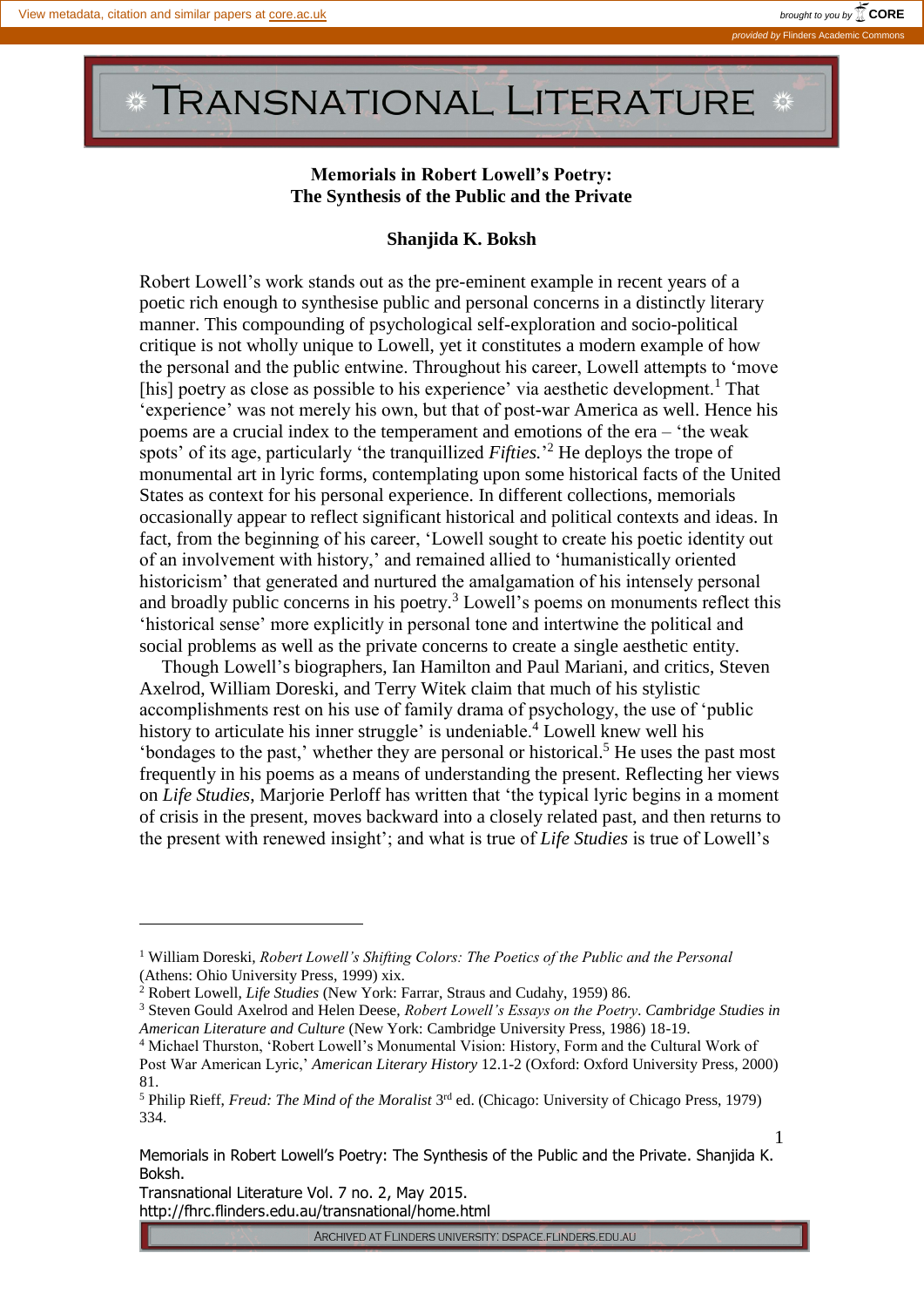# Memorials in Robert Lowell's Poetry: The Synthesis of the Public and the Private

**Shanjida K. Boksh**

Robert Lowell's work stands out as the pre-eminent example in recent years of a poetic rich enough to synthesise public and personal concerns in a distinctly literary manner. This compounding of psychological self-exploration and socio-political critique is not wholly unique to Lowell, yet it constitutes a modern example of how the personal and the public entwine. Throughout his career, Lowell attempts to 'move [his] poetry as close as possible to his experience' via aesthetic development.[1] That 'experience' was not merely his own, but that of post-war America as well. Hence his poems are a crucial index to the temperament and emotions of the era – 'the weak spots' of its age, particularly 'the tranquillized *Fifties*.'[2] He deploys the trope of monumental art in lyric forms, contemplating upon some historical facts of the United States as context for his personal experience. In different collections, memorials occasionally appear to reflect significant historical and political contexts and ideas. In fact, from the beginning of his career, 'Lowell sought to create his poetic identity out of an involvement with history,' and remained allied to 'humanistically oriented historicism' that generated and nurtured the amalgamation of his intensely personal and broadly public concerns in his poetry.[3] Lowell's poems on monuments reflect this 'historical sense' more explicitly in personal tone and intertwine the political and social problems as well as the private concerns to create a single aesthetic entity.

Though Lowell's biographers, Ian Hamilton and Paul Mariani, and critics, Steven Axelrod, William Doreski, and Terry Witek claim that much of his stylistic accomplishments rest on his use of family drama of psychology, the use of 'public history to articulate his inner struggle' is undeniable.[4] Lowell knew well his 'bondages to the past,' whether they are personal or historical.[5] He uses the past most frequently in his poems as a means of understanding the present. Reflecting her views on *Life Studies*, Marjorie Perloff has written that 'the typical lyric begins in a moment of crisis in the present, moves backward into a closely related past, and then returns to the present with renewed insight'; and what is true of *Life Studies* is true of Lowell's

---

[1] William Doreski, *Robert Lowell's Shifting Colors: The Poetics of the Public and the Personal* (Athens: Ohio University Press, 1999) xix.

[2] Robert Lowell, *Life Studies* (New York: Farrar, Straus and Cudahy, 1959) 86.

[3] Steven Gould Axelrod and Helen Deese, *Robert Lowell's Essays on the Poetry. Cambridge Studies in American Literature and Culture* (New York: Cambridge University Press, 1986) 18-19.

[4] Michael Thurston, 'Robert Lowell's Monumental Vision: History, Form and the Cultural Work of Post War American Lyric,' *American Literary History* 12.1-2 (Oxford: Oxford University Press, 2000) 81.

[5] Philip Rieff, *Freud: The Mind of the Moralist* 3rd ed. (Chicago: University of Chicago Press, 1979) 334.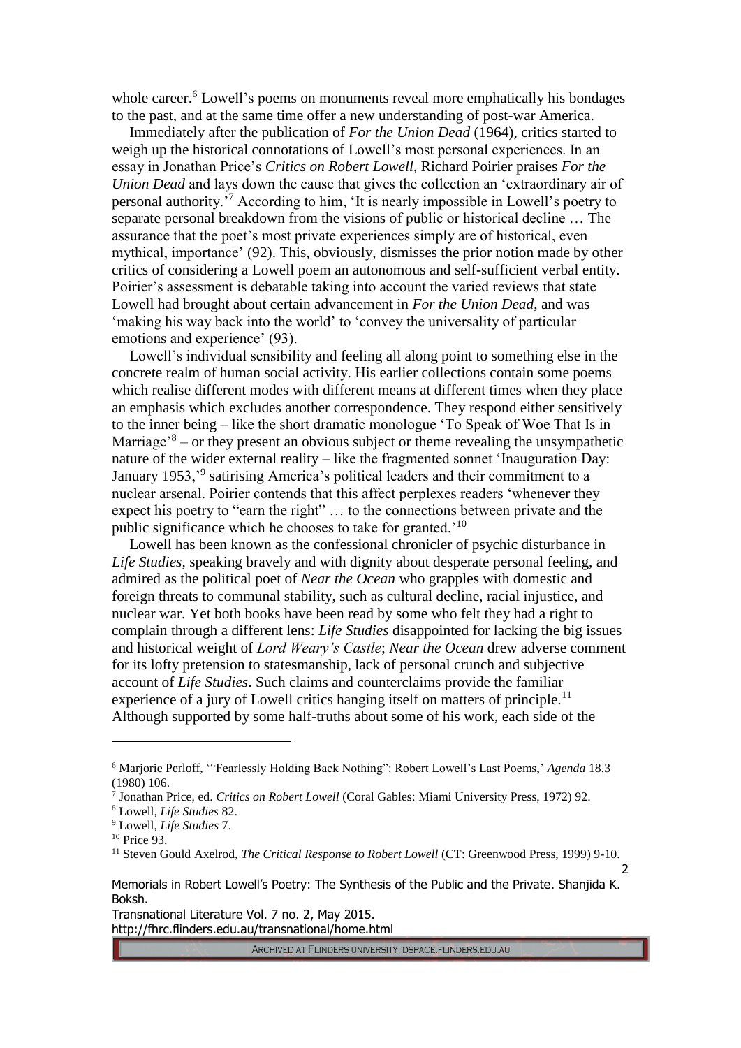whole career.[6] Lowell's poems on monuments reveal more emphatically his bondages to the past, and at the same time offer a new understanding of post-war America.

Immediately after the publication of *For the Union Dead* (1964), critics started to weigh up the historical connotations of Lowell's most personal experiences. In an essay in Jonathan Price's *Critics on Robert Lowell*, Richard Poirier praises *For the Union Dead* and lays down the cause that gives the collection an 'extraordinary air of personal authority.'[7] According to him, 'It is nearly impossible in Lowell's poetry to separate personal breakdown from the visions of public or historical decline … The assurance that the poet's most private experiences simply are of historical, even mythical, importance' (92). This, obviously, dismisses the prior notion made by other critics of considering a Lowell poem an autonomous and self-sufficient verbal entity. Poirier's assessment is debatable taking into account the varied reviews that state Lowell had brought about certain advancement in *For the Union Dead*, and was 'making his way back into the world' to 'convey the universality of particular emotions and experience' (93).

Lowell's individual sensibility and feeling all along point to something else in the concrete realm of human social activity. His earlier collections contain some poems which realise different modes with different means at different times when they place an emphasis which excludes another correspondence. They respond either sensitively to the inner being – like the short dramatic monologue 'To Speak of Woe That Is in Marriage'[8] – or they present an obvious subject or theme revealing the unsympathetic nature of the wider external reality – like the fragmented sonnet 'Inauguration Day: January 1953,'[9] satirising America's political leaders and their commitment to a nuclear arsenal. Poirier contends that this affect perplexes readers 'whenever they expect his poetry to "earn the right" … to the connections between private and the public significance which he chooses to take for granted.'[10]

Lowell has been known as the confessional chronicler of psychic disturbance in *Life Studies*, speaking bravely and with dignity about desperate personal feeling, and admired as the political poet of *Near the Ocean* who grapples with domestic and foreign threats to communal stability, such as cultural decline, racial injustice, and nuclear war. Yet both books have been read by some who felt they had a right to complain through a different lens: *Life Studies* disappointed for lacking the big issues and historical weight of *Lord Weary's Castle*; *Near the Ocean* drew adverse comment for its lofty pretension to statesmanship, lack of personal crunch and subjective account of *Life Studies*. Such claims and counterclaims provide the familiar experience of a jury of Lowell critics hanging itself on matters of principle.[11] Although supported by some half-truths about some of his work, each side of the

---

[6] Marjorie Perloff, '"Fearlessly Holding Back Nothing": Robert Lowell's Last Poems,' *Agenda* 18.3 (1980) 106.

[7] Jonathan Price, ed. *Critics on Robert Lowell* (Coral Gables: Miami University Press, 1972) 92.

[8] Lowell, *Life Studies* 82.

[9] Lowell, *Life Studies* 7.

[10] Price 93.

[11] Steven Gould Axelrod, *The Critical Response to Robert Lowell* (CT: Greenwood Press, 1999) 9-10.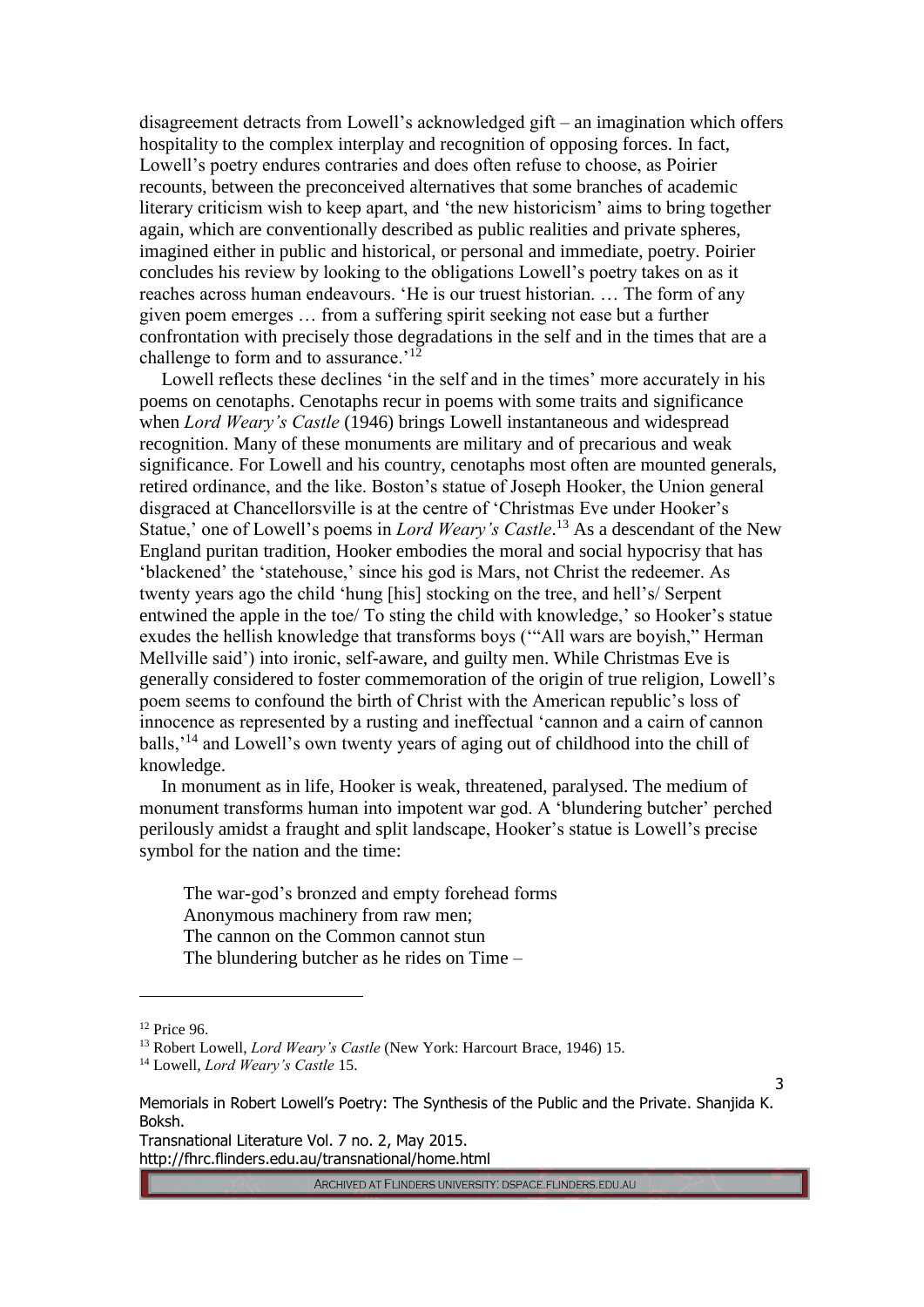disagreement detracts from Lowell's acknowledged gift – an imagination which offers hospitality to the complex interplay and recognition of opposing forces. In fact, Lowell's poetry endures contraries and does often refuse to choose, as Poirier recounts, between the preconceived alternatives that some branches of academic literary criticism wish to keep apart, and 'the new historicism' aims to bring together again, which are conventionally described as public realities and private spheres, imagined either in public and historical, or personal and immediate, poetry. Poirier concludes his review by looking to the obligations Lowell's poetry takes on as it reaches across human endeavours. 'He is our truest historian. … The form of any given poem emerges … from a suffering spirit seeking not ease but a further confrontation with precisely those degradations in the self and in the times that are a challenge to form and to assurance.'[12]

Lowell reflects these declines 'in the self and in the times' more accurately in his poems on cenotaphs. Cenotaphs recur in poems with some traits and significance when *Lord Weary's Castle* (1946) brings Lowell instantaneous and widespread recognition. Many of these monuments are military and of precarious and weak significance. For Lowell and his country, cenotaphs most often are mounted generals, retired ordinance, and the like. Boston's statue of Joseph Hooker, the Union general disgraced at Chancellorsville is at the centre of 'Christmas Eve under Hooker's Statue,' one of Lowell's poems in *Lord Weary's Castle*.[13] As a descendant of the New England puritan tradition, Hooker embodies the moral and social hypocrisy that has 'blackened' the 'statehouse,' since his god is Mars, not Christ the redeemer. As twenty years ago the child 'hung [his] stocking on the tree, and hell's/ Serpent entwined the apple in the toe/ To sting the child with knowledge,' so Hooker's statue exudes the hellish knowledge that transforms boys ('"All wars are boyish," Herman Mellville said') into ironic, self-aware, and guilty men. While Christmas Eve is generally considered to foster commemoration of the origin of true religion, Lowell's poem seems to confound the birth of Christ with the American republic's loss of innocence as represented by a rusting and ineffectual 'cannon and a cairn of cannon balls,'[14] and Lowell's own twenty years of aging out of childhood into the chill of knowledge.

In monument as in life, Hooker is weak, threatened, paralysed. The medium of monument transforms human into impotent war god. A 'blundering butcher' perched perilously amidst a fraught and split landscape, Hooker's statue is Lowell's precise symbol for the nation and the time:

> The war-god's bronzed and empty forehead forms
> Anonymous machinery from raw men;
> The cannon on the Common cannot stun
> The blundering butcher as he rides on Time –

---

[12] Price 96.

[13] Robert Lowell, *Lord Weary's Castle* (New York: Harcourt Brace, 1946) 15.

[14] Lowell, *Lord Weary's Castle* 15.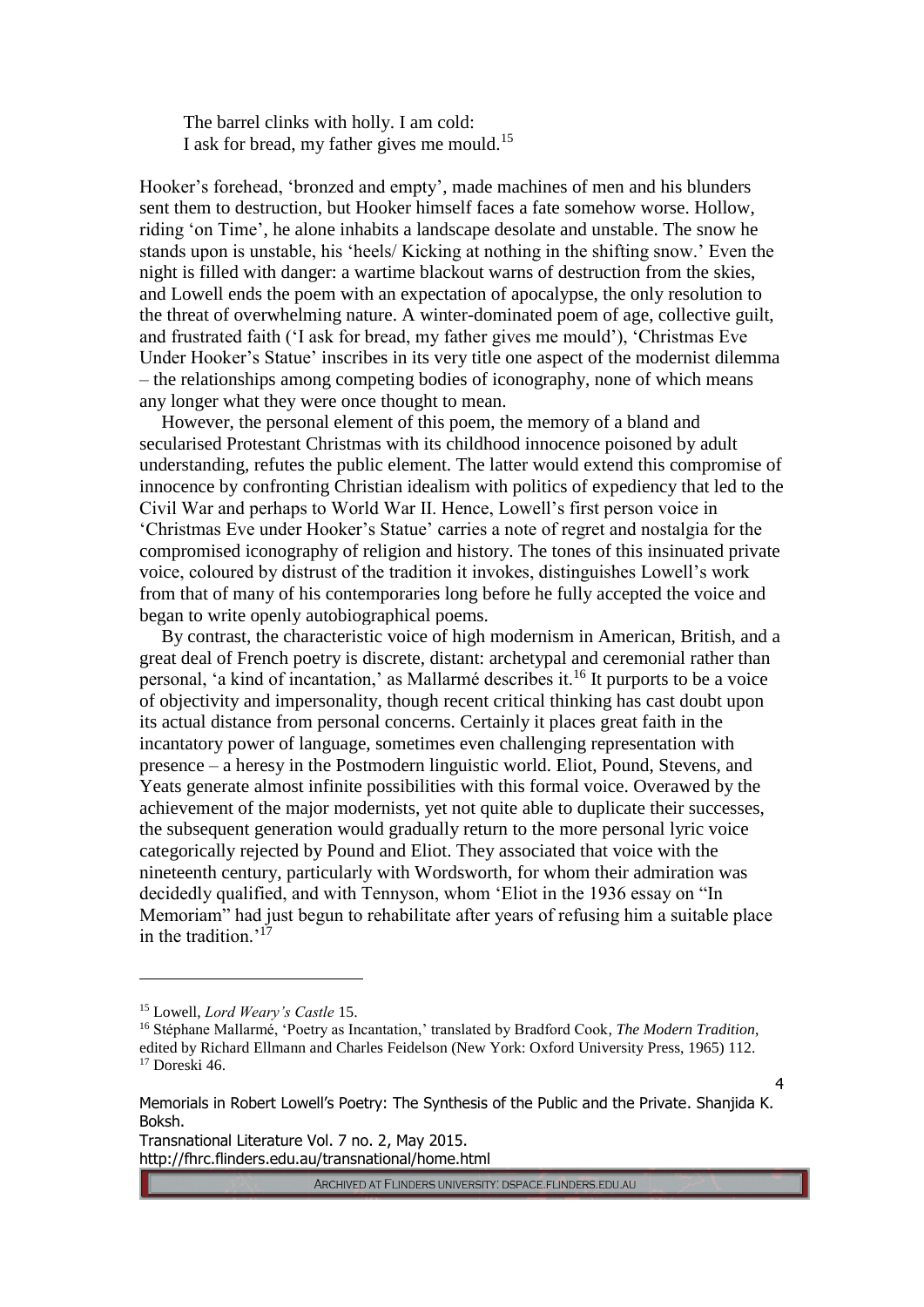> The barrel clinks with holly. I am cold:
> I ask for bread, my father gives me mould.[15]

Hooker's forehead, 'bronzed and empty', made machines of men and his blunders sent them to destruction, but Hooker himself faces a fate somehow worse. Hollow, riding 'on Time', he alone inhabits a landscape desolate and unstable. The snow he stands upon is unstable, his 'heels/ Kicking at nothing in the shifting snow.' Even the night is filled with danger: a wartime blackout warns of destruction from the skies, and Lowell ends the poem with an expectation of apocalypse, the only resolution to the threat of overwhelming nature. A winter-dominated poem of age, collective guilt, and frustrated faith ('I ask for bread, my father gives me mould'), 'Christmas Eve Under Hooker's Statue' inscribes in its very title one aspect of the modernist dilemma – the relationships among competing bodies of iconography, none of which means any longer what they were once thought to mean.

However, the personal element of this poem, the memory of a bland and secularised Protestant Christmas with its childhood innocence poisoned by adult understanding, refutes the public element. The latter would extend this compromise of innocence by confronting Christian idealism with politics of expediency that led to the Civil War and perhaps to World War II. Hence, Lowell's first person voice in 'Christmas Eve under Hooker's Statue' carries a note of regret and nostalgia for the compromised iconography of religion and history. The tones of this insinuated private voice, coloured by distrust of the tradition it invokes, distinguishes Lowell's work from that of many of his contemporaries long before he fully accepted the voice and began to write openly autobiographical poems.

By contrast, the characteristic voice of high modernism in American, British, and a great deal of French poetry is discrete, distant: archetypal and ceremonial rather than personal, 'a kind of incantation,' as Mallarmé describes it.[16] It purports to be a voice of objectivity and impersonality, though recent critical thinking has cast doubt upon its actual distance from personal concerns. Certainly it places great faith in the incantatory power of language, sometimes even challenging representation with presence – a heresy in the Postmodern linguistic world. Eliot, Pound, Stevens, and Yeats generate almost infinite possibilities with this formal voice. Overawed by the achievement of the major modernists, yet not quite able to duplicate their successes, the subsequent generation would gradually return to the more personal lyric voice categorically rejected by Pound and Eliot. They associated that voice with the nineteenth century, particularly with Wordsworth, for whom their admiration was decidedly qualified, and with Tennyson, whom 'Eliot in the 1936 essay on "In Memoriam" had just begun to rehabilitate after years of refusing him a suitable place in the tradition.'[17]

---

[15] Lowell, *Lord Weary's Castle* 15.

[16] Stéphane Mallarmé, 'Poetry as Incantation,' translated by Bradford Cook, *The Modern Tradition*, edited by Richard Ellmann and Charles Feidelson (New York: Oxford University Press, 1965) 112.

[17] Doreski 46.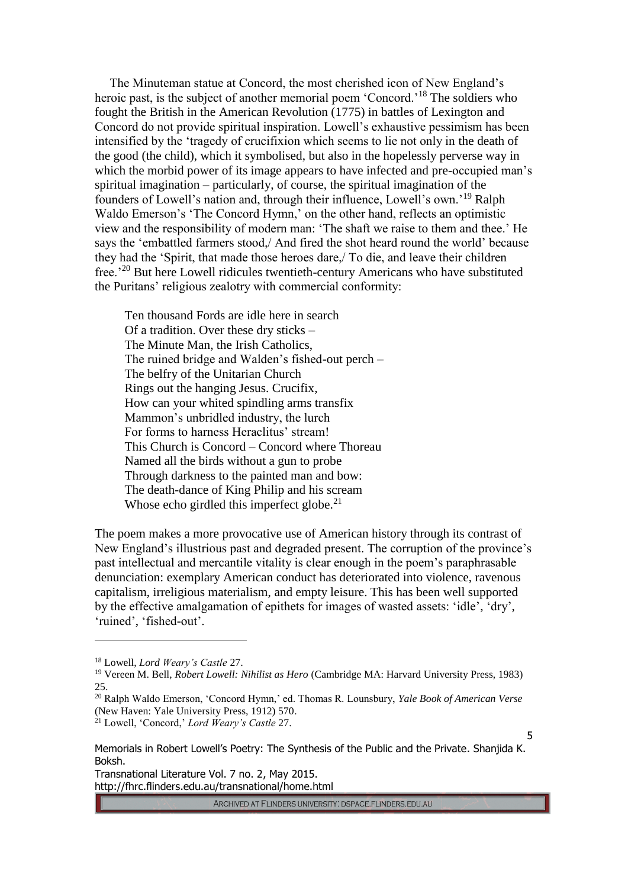The Minuteman statue at Concord, the most cherished icon of New England's heroic past, is the subject of another memorial poem 'Concord.'[18] The soldiers who fought the British in the American Revolution (1775) in battles of Lexington and Concord do not provide spiritual inspiration. Lowell's exhaustive pessimism has been intensified by the 'tragedy of crucifixion which seems to lie not only in the death of the good (the child), which it symbolised, but also in the hopelessly perverse way in which the morbid power of its image appears to have infected and pre-occupied man's spiritual imagination – particularly, of course, the spiritual imagination of the founders of Lowell's nation and, through their influence, Lowell's own.'[19] Ralph Waldo Emerson's 'The Concord Hymn,' on the other hand, reflects an optimistic view and the responsibility of modern man: 'The shaft we raise to them and thee.' He says the 'embattled farmers stood,/ And fired the shot heard round the world' because they had the 'Spirit, that made those heroes dare,/ To die, and leave their children free.'[20] But here Lowell ridicules twentieth-century Americans who have substituted the Puritans' religious zealotry with commercial conformity:

> Ten thousand Fords are idle here in search
> Of a tradition. Over these dry sticks –
> The Minute Man, the Irish Catholics,
> The ruined bridge and Walden's fished-out perch –
> The belfry of the Unitarian Church
> Rings out the hanging Jesus. Crucifix,
> How can your whited spindling arms transfix
> Mammon's unbridled industry, the lurch
> For forms to harness Heraclitus' stream!
> This Church is Concord – Concord where Thoreau
> Named all the birds without a gun to probe
> Through darkness to the painted man and bow:
> The death-dance of King Philip and his scream
> Whose echo girdled this imperfect globe.[21]

The poem makes a more provocative use of American history through its contrast of New England's illustrious past and degraded present. The corruption of the province's past intellectual and mercantile vitality is clear enough in the poem's paraphrasable denunciation: exemplary American conduct has deteriorated into violence, ravenous capitalism, irreligious materialism, and empty leisure. This has been well supported by the effective amalgamation of epithets for images of wasted assets: 'idle', 'dry', 'ruined', 'fished-out'.

---

[18] Lowell, *Lord Weary's Castle* 27.

[19] Vereen M. Bell, *Robert Lowell: Nihilist as Hero* (Cambridge MA: Harvard University Press, 1983) 25.

[20] Ralph Waldo Emerson, 'Concord Hymn,' ed. Thomas R. Lounsbury, *Yale Book of American Verse* (New Haven: Yale University Press, 1912) 570.

[21] Lowell, 'Concord,' *Lord Weary's Castle* 27.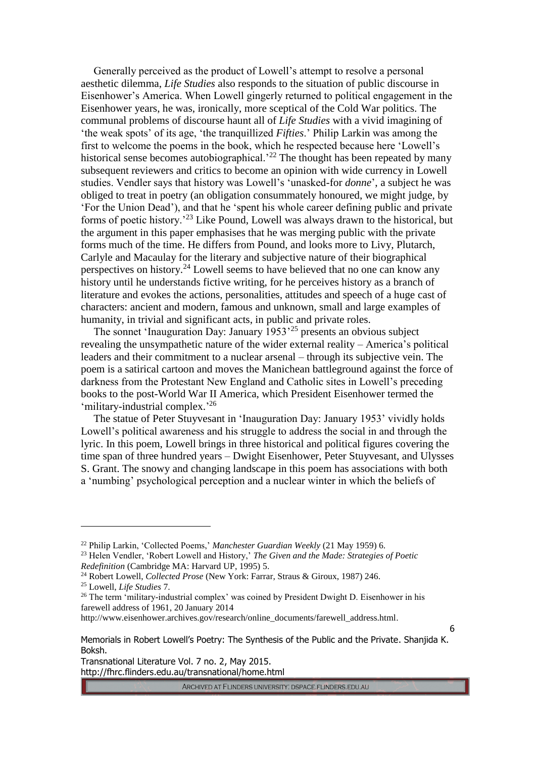Generally perceived as the product of Lowell's attempt to resolve a personal aesthetic dilemma, *Life Studies* also responds to the situation of public discourse in Eisenhower's America. When Lowell gingerly returned to political engagement in the Eisenhower years, he was, ironically, more sceptical of the Cold War politics. The communal problems of discourse haunt all of *Life Studies* with a vivid imagining of 'the weak spots' of its age, 'the tranquillized *Fifties*.' Philip Larkin was among the first to welcome the poems in the book, which he respected because here 'Lowell's historical sense becomes autobiographical.'[22] The thought has been repeated by many subsequent reviewers and critics to become an opinion with wide currency in Lowell studies. Vendler says that history was Lowell's 'unasked-for *donne*', a subject he was obliged to treat in poetry (an obligation consummately honoured, we might judge, by 'For the Union Dead'), and that he 'spent his whole career defining public and private forms of poetic history.'[23] Like Pound, Lowell was always drawn to the historical, but the argument in this paper emphasises that he was merging public with the private forms much of the time. He differs from Pound, and looks more to Livy, Plutarch, Carlyle and Macaulay for the literary and subjective nature of their biographical perspectives on history.[24] Lowell seems to have believed that no one can know any history until he understands fictive writing, for he perceives history as a branch of literature and evokes the actions, personalities, attitudes and speech of a huge cast of characters: ancient and modern, famous and unknown, small and large examples of humanity, in trivial and significant acts, in public and private roles.

The sonnet 'Inauguration Day: January 1953'[25] presents an obvious subject revealing the unsympathetic nature of the wider external reality – America's political leaders and their commitment to a nuclear arsenal – through its subjective vein. The poem is a satirical cartoon and moves the Manichean battleground against the force of darkness from the Protestant New England and Catholic sites in Lowell's preceding books to the post-World War II America, which President Eisenhower termed the 'military-industrial complex.'[26]

The statue of Peter Stuyvesant in 'Inauguration Day: January 1953' vividly holds Lowell's political awareness and his struggle to address the social in and through the lyric. In this poem, Lowell brings in three historical and political figures covering the time span of three hundred years – Dwight Eisenhower, Peter Stuyvesant, and Ulysses S. Grant. The snowy and changing landscape in this poem has associations with both a 'numbing' psychological perception and a nuclear winter in which the beliefs of

---

[22] Philip Larkin, 'Collected Poems,' *Manchester Guardian Weekly* (21 May 1959) 6.

[23] Helen Vendler, 'Robert Lowell and History,' *The Given and the Made: Strategies of Poetic Redefinition* (Cambridge MA: Harvard UP, 1995) 5.

[24] Robert Lowell, *Collected Prose* (New York: Farrar, Straus & Giroux, 1987) 246.

[25] Lowell, *Life Studies* 7.

[26] The term 'military-industrial complex' was coined by President Dwight D. Eisenhower in his farewell address of 1961, 20 January 2014 http://www.eisenhower.archives.gov/research/online_documents/farewell_address.html.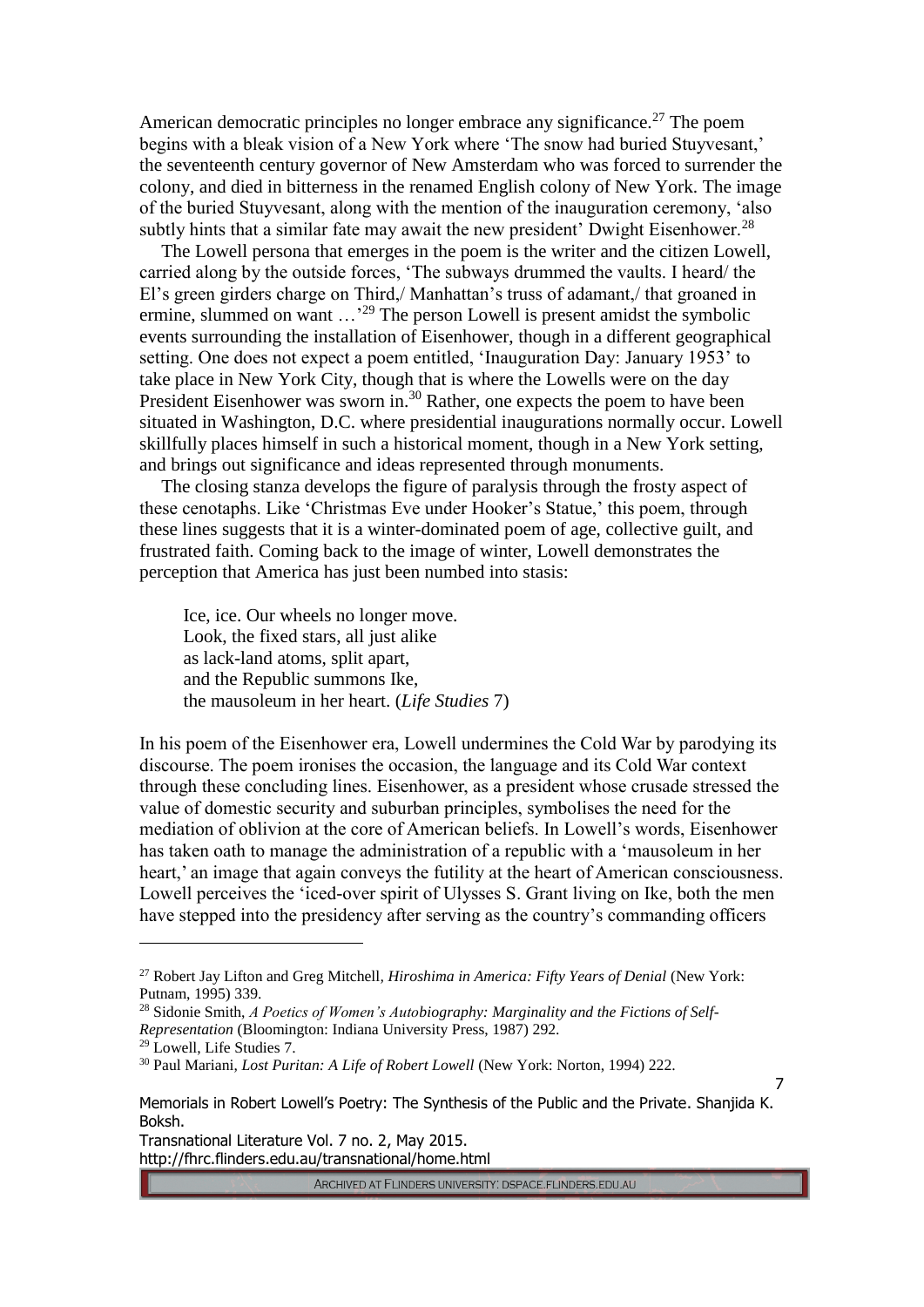American democratic principles no longer embrace any significance.[27] The poem begins with a bleak vision of a New York where 'The snow had buried Stuyvesant,' the seventeenth century governor of New Amsterdam who was forced to surrender the colony, and died in bitterness in the renamed English colony of New York. The image of the buried Stuyvesant, along with the mention of the inauguration ceremony, 'also subtly hints that a similar fate may await the new president' Dwight Eisenhower.[28]

The Lowell persona that emerges in the poem is the writer and the citizen Lowell, carried along by the outside forces, 'The subways drummed the vaults. I heard/ the El's green girders charge on Third,/ Manhattan's truss of adamant,/ that groaned in ermine, slummed on want …'[29] The person Lowell is present amidst the symbolic events surrounding the installation of Eisenhower, though in a different geographical setting. One does not expect a poem entitled, 'Inauguration Day: January 1953' to take place in New York City, though that is where the Lowells were on the day President Eisenhower was sworn in.[30] Rather, one expects the poem to have been situated in Washington, D.C. where presidential inaugurations normally occur. Lowell skillfully places himself in such a historical moment, though in a New York setting, and brings out significance and ideas represented through monuments.

The closing stanza develops the figure of paralysis through the frosty aspect of these cenotaphs. Like 'Christmas Eve under Hooker's Statue,' this poem, through these lines suggests that it is a winter-dominated poem of age, collective guilt, and frustrated faith. Coming back to the image of winter, Lowell demonstrates the perception that America has just been numbed into stasis:

> Ice, ice. Our wheels no longer move.
> Look, the fixed stars, all just alike
> as lack-land atoms, split apart,
> and the Republic summons Ike,
> the mausoleum in her heart. (*Life Studies* 7)

In his poem of the Eisenhower era, Lowell undermines the Cold War by parodying its discourse. The poem ironises the occasion, the language and its Cold War context through these concluding lines. Eisenhower, as a president whose crusade stressed the value of domestic security and suburban principles, symbolises the need for the mediation of oblivion at the core of American beliefs. In Lowell's words, Eisenhower has taken oath to manage the administration of a republic with a 'mausoleum in her heart,' an image that again conveys the futility at the heart of American consciousness. Lowell perceives the 'iced-over spirit of Ulysses S. Grant living on Ike, both the men have stepped into the presidency after serving as the country's commanding officers

---

[27] Robert Jay Lifton and Greg Mitchell, *Hiroshima in America: Fifty Years of Denial* (New York: Putnam, 1995) 339.

[28] Sidonie Smith, *A Poetics of Women's Autobiography: Marginality and the Fictions of Self-Representation* (Bloomington: Indiana University Press, 1987) 292.

[29] Lowell, Life Studies 7.

[30] Paul Mariani, *Lost Puritan: A Life of Robert Lowell* (New York: Norton, 1994) 222.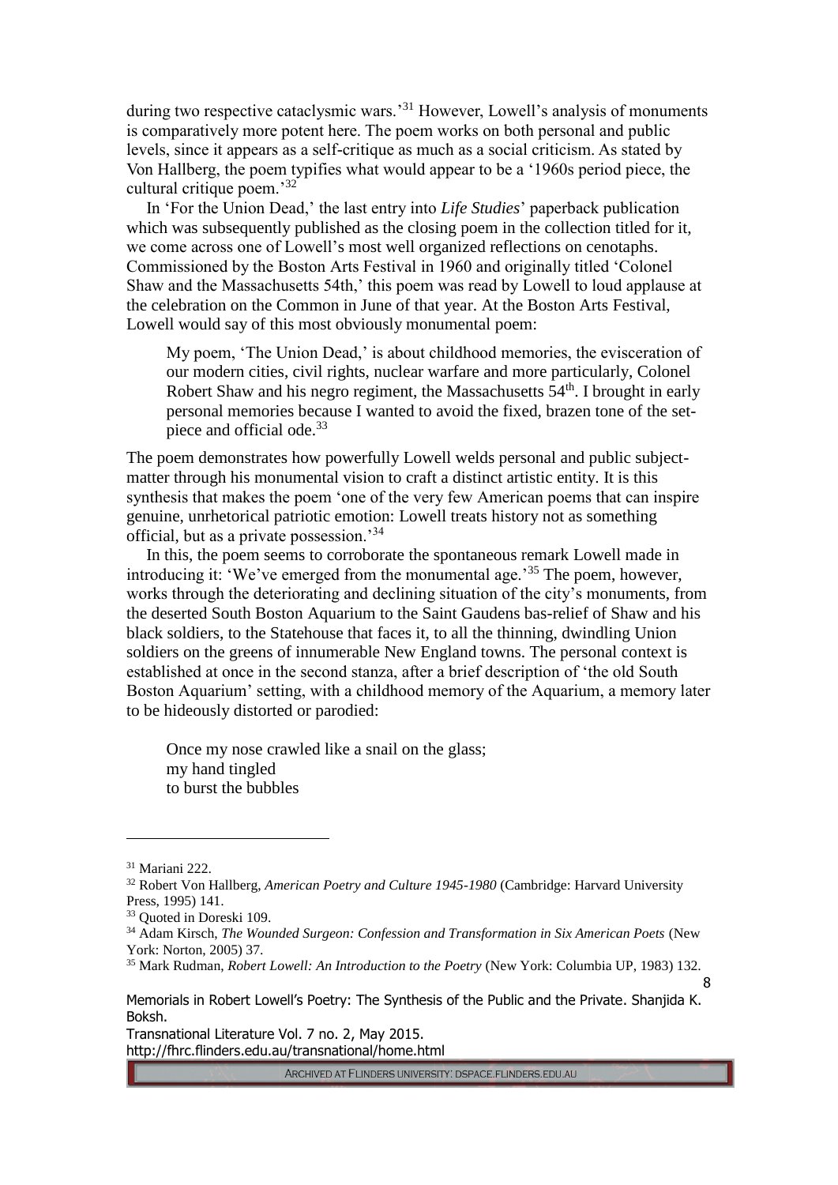during two respective cataclysmic wars.'[31] However, Lowell's analysis of monuments is comparatively more potent here. The poem works on both personal and public levels, since it appears as a self-critique as much as a social criticism. As stated by Von Hallberg, the poem typifies what would appear to be a '1960s period piece, the cultural critique poem.'[32]

In 'For the Union Dead,' the last entry into *Life Studies*' paperback publication which was subsequently published as the closing poem in the collection titled for it, we come across one of Lowell's most well organized reflections on cenotaphs. Commissioned by the Boston Arts Festival in 1960 and originally titled 'Colonel Shaw and the Massachusetts 54th,' this poem was read by Lowell to loud applause at the celebration on the Common in June of that year. At the Boston Arts Festival, Lowell would say of this most obviously monumental poem:

> My poem, 'The Union Dead,' is about childhood memories, the evisceration of our modern cities, civil rights, nuclear warfare and more particularly, Colonel Robert Shaw and his negro regiment, the Massachusetts 54th. I brought in early personal memories because I wanted to avoid the fixed, brazen tone of the set-piece and official ode.[33]

The poem demonstrates how powerfully Lowell welds personal and public subject-matter through his monumental vision to craft a distinct artistic entity. It is this synthesis that makes the poem 'one of the very few American poems that can inspire genuine, unrhetorical patriotic emotion: Lowell treats history not as something official, but as a private possession.'[34]

In this, the poem seems to corroborate the spontaneous remark Lowell made in introducing it: 'We've emerged from the monumental age.'[35] The poem, however, works through the deteriorating and declining situation of the city's monuments, from the deserted South Boston Aquarium to the Saint Gaudens bas-relief of Shaw and his black soldiers, to the Statehouse that faces it, to all the thinning, dwindling Union soldiers on the greens of innumerable New England towns. The personal context is established at once in the second stanza, after a brief description of 'the old South Boston Aquarium' setting, with a childhood memory of the Aquarium, a memory later to be hideously distorted or parodied:

> Once my nose crawled like a snail on the glass;
> my hand tingled
> to burst the bubbles

---

[31] Mariani 222.

[32] Robert Von Hallberg, *American Poetry and Culture 1945-1980* (Cambridge: Harvard University Press, 1995) 141.

[33] Quoted in Doreski 109.

[34] Adam Kirsch, *The Wounded Surgeon: Confession and Transformation in Six American Poets* (New York: Norton, 2005) 37.

[35] Mark Rudman, *Robert Lowell: An Introduction to the Poetry* (New York: Columbia UP, 1983) 132.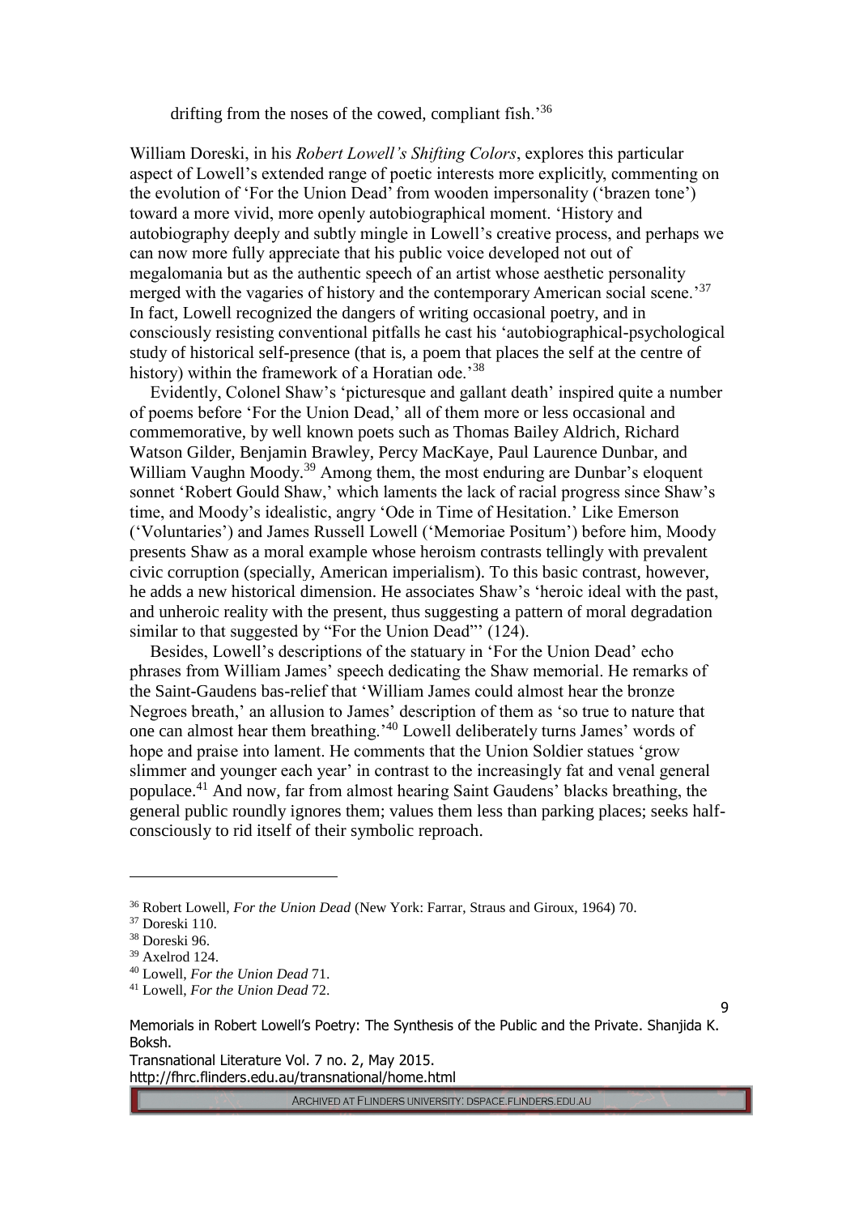drifting from the noses of the cowed, compliant fish.'[36]

William Doreski, in his *Robert Lowell's Shifting Colors*, explores this particular aspect of Lowell's extended range of poetic interests more explicitly, commenting on the evolution of 'For the Union Dead' from wooden impersonality ('brazen tone') toward a more vivid, more openly autobiographical moment. 'History and autobiography deeply and subtly mingle in Lowell's creative process, and perhaps we can now more fully appreciate that his public voice developed not out of megalomania but as the authentic speech of an artist whose aesthetic personality merged with the vagaries of history and the contemporary American social scene.'[37] In fact, Lowell recognized the dangers of writing occasional poetry, and in consciously resisting conventional pitfalls he cast his 'autobiographical-psychological study of historical self-presence (that is, a poem that places the self at the centre of history) within the framework of a Horatian ode.'[38]

Evidently, Colonel Shaw's 'picturesque and gallant death' inspired quite a number of poems before 'For the Union Dead,' all of them more or less occasional and commemorative, by well known poets such as Thomas Bailey Aldrich, Richard Watson Gilder, Benjamin Brawley, Percy MacKaye, Paul Laurence Dunbar, and William Vaughn Moody.[39] Among them, the most enduring are Dunbar's eloquent sonnet 'Robert Gould Shaw,' which laments the lack of racial progress since Shaw's time, and Moody's idealistic, angry 'Ode in Time of Hesitation.' Like Emerson ('Voluntaries') and James Russell Lowell ('Memoriae Positum') before him, Moody presents Shaw as a moral example whose heroism contrasts tellingly with prevalent civic corruption (specially, American imperialism). To this basic contrast, however, he adds a new historical dimension. He associates Shaw's 'heroic ideal with the past, and unheroic reality with the present, thus suggesting a pattern of moral degradation similar to that suggested by "For the Union Dead"' (124).

Besides, Lowell's descriptions of the statuary in 'For the Union Dead' echo phrases from William James' speech dedicating the Shaw memorial. He remarks of the Saint-Gaudens bas-relief that 'William James could almost hear the bronze Negroes breath,' an allusion to James' description of them as 'so true to nature that one can almost hear them breathing.'[40] Lowell deliberately turns James' words of hope and praise into lament. He comments that the Union Soldier statues 'grow slimmer and younger each year' in contrast to the increasingly fat and venal general populace.[41] And now, far from almost hearing Saint Gaudens' blacks breathing, the general public roundly ignores them; values them less than parking places; seeks half-consciously to rid itself of their symbolic reproach.

---

[36] Robert Lowell, *For the Union Dead* (New York: Farrar, Straus and Giroux, 1964) 70.

[37] Doreski 110.

[38] Doreski 96.

[39] Axelrod 124.

[40] Lowell, *For the Union Dead* 71.

[41] Lowell, *For the Union Dead* 72.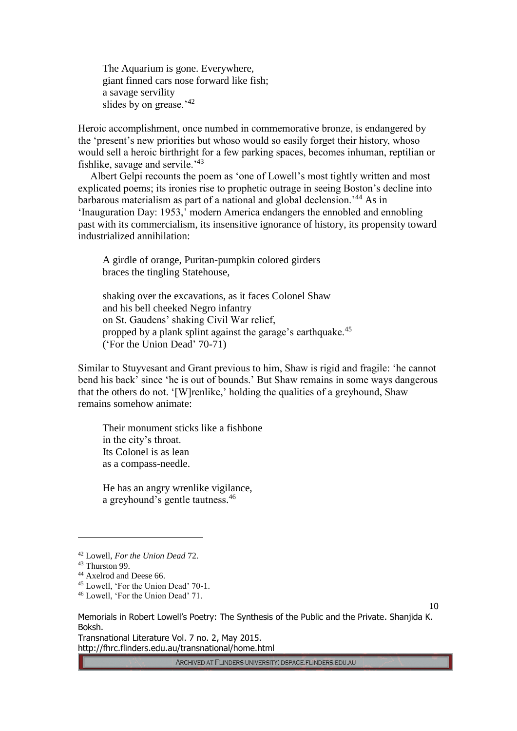> The Aquarium is gone. Everywhere,
> giant finned cars nose forward like fish;
> a savage servility
> slides by on grease.'[42]

Heroic accomplishment, once numbed in commemorative bronze, is endangered by the 'present's new priorities but whoso would so easily forget their history, whoso would sell a heroic birthright for a few parking spaces, becomes inhuman, reptilian or fishlike, savage and servile.'[43]

Albert Gelpi recounts the poem as 'one of Lowell's most tightly written and most explicated poems; its ironies rise to prophetic outrage in seeing Boston's decline into barbarous materialism as part of a national and global declension.'[44] As in 'Inauguration Day: 1953,' modern America endangers the ennobled and ennobling past with its commercialism, its insensitive ignorance of history, its propensity toward industrialized annihilation:

> A girdle of orange, Puritan-pumpkin colored girders
> braces the tingling Statehouse,
>
> shaking over the excavations, as it faces Colonel Shaw
> and his bell cheeked Negro infantry
> on St. Gaudens' shaking Civil War relief,
> propped by a plank splint against the garage's earthquake.[45]
> ('For the Union Dead' 70-71)

Similar to Stuyvesant and Grant previous to him, Shaw is rigid and fragile: 'he cannot bend his back' since 'he is out of bounds.' But Shaw remains in some ways dangerous that the others do not. '[W]renlike,' holding the qualities of a greyhound, Shaw remains somehow animate:

> Their monument sticks like a fishbone
> in the city's throat.
> Its Colonel is as lean
> as a compass-needle.
>
> He has an angry wrenlike vigilance,
> a greyhound's gentle tautness.[46]

---

[42] Lowell, *For the Union Dead* 72.
[43] Thurston 99.
[44] Axelrod and Deese 66.
[45] Lowell, 'For the Union Dead' 70-1.
[46] Lowell, 'For the Union Dead' 71.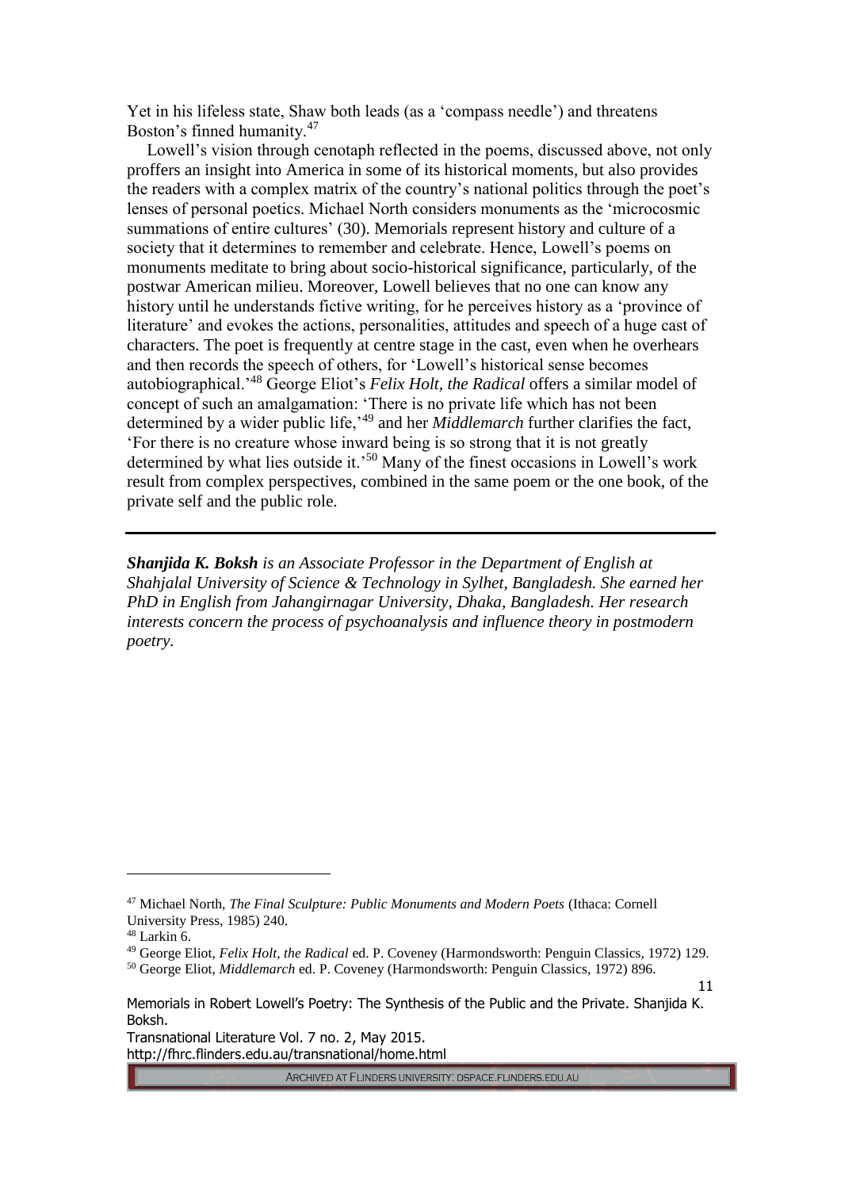Yet in his lifeless state, Shaw both leads (as a 'compass needle') and threatens Boston's finned humanity.[47]

Lowell's vision through cenotaph reflected in the poems, discussed above, not only proffers an insight into America in some of its historical moments, but also provides the readers with a complex matrix of the country's national politics through the poet's lenses of personal poetics. Michael North considers monuments as the 'microcosmic summations of entire cultures' (30). Memorials represent history and culture of a society that it determines to remember and celebrate. Hence, Lowell's poems on monuments meditate to bring about socio-historical significance, particularly, of the postwar American milieu. Moreover, Lowell believes that no one can know any history until he understands fictive writing, for he perceives history as a 'province of literature' and evokes the actions, personalities, attitudes and speech of a huge cast of characters. The poet is frequently at centre stage in the cast, even when he overhears and then records the speech of others, for 'Lowell's historical sense becomes autobiographical.'[48] George Eliot's *Felix Holt, the Radical* offers a similar model of concept of such an amalgamation: 'There is no private life which has not been determined by a wider public life,'[49] and her *Middlemarch* further clarifies the fact, 'For there is no creature whose inward being is so strong that it is not greatly determined by what lies outside it.'[50] Many of the finest occasions in Lowell's work result from complex perspectives, combined in the same poem or the one book, of the private self and the public role.

---

***Shanjida K. Boksh*** *is an Associate Professor in the Department of English at Shahjalal University of Science & Technology in Sylhet, Bangladesh. She earned her PhD in English from Jahangirnagar University, Dhaka, Bangladesh. Her research interests concern the process of psychoanalysis and influence theory in postmodern poetry.*

---

[47] Michael North, *The Final Sculpture: Public Monuments and Modern Poets* (Ithaca: Cornell University Press, 1985) 240.

[48] Larkin 6.

[49] George Eliot, *Felix Holt, the Radical* ed. P. Coveney (Harmondsworth: Penguin Classics, 1972) 129.

[50] George Eliot, *Middlemarch* ed. P. Coveney (Harmondsworth: Penguin Classics, 1972) 896.